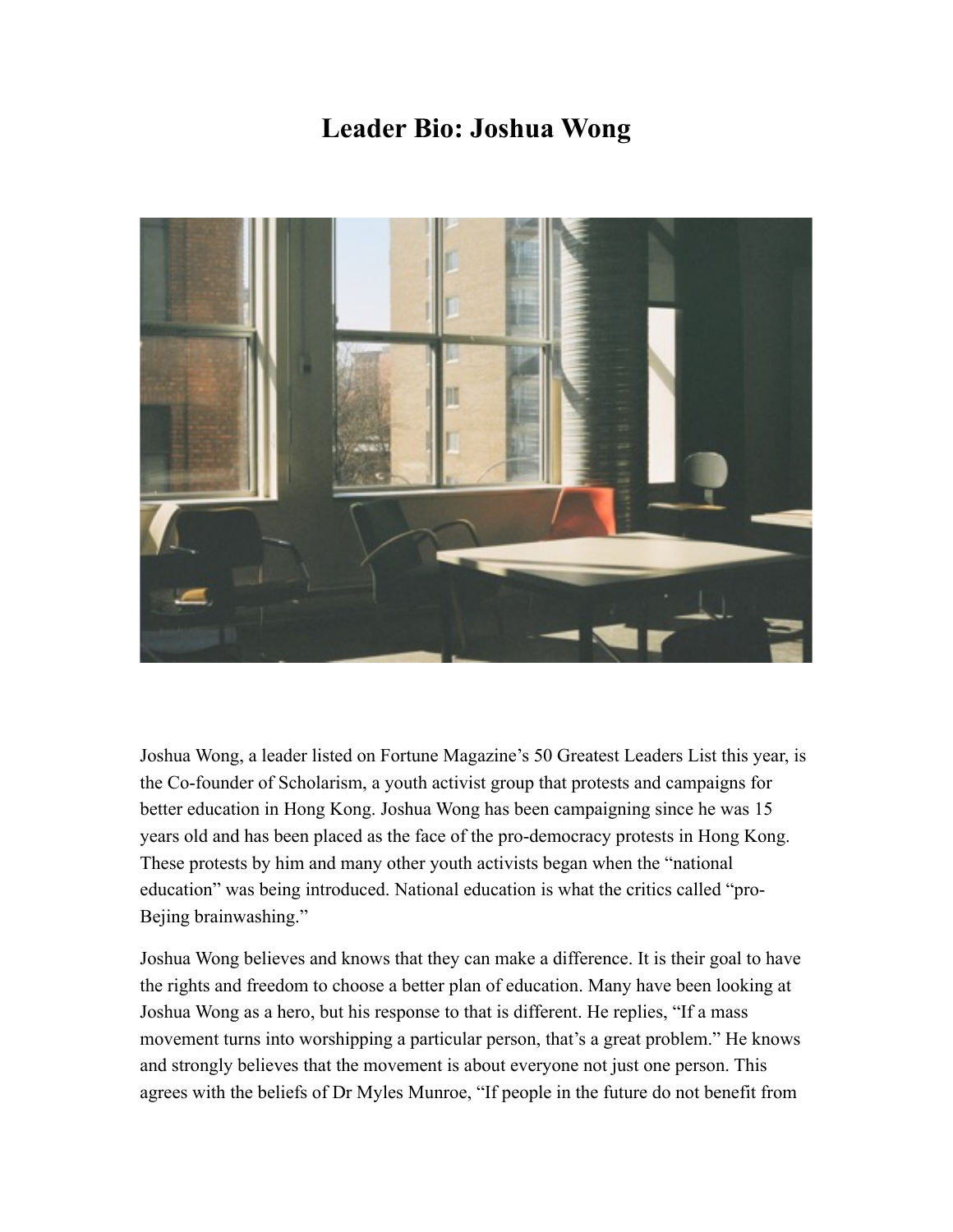# Leader Bio: Joshua Wong

Joshua Wong, a leader listed on Fortune Magazine's 50 Greatest Leaders List this year, is the Co-founder of Scholarism, a youth activist group that protests and campaigns for better education in Hong Kong. Joshua Wong has been campaigning since he was 15 years old and has been placed as the face of the pro-democracy protests in Hong Kong. These protests by him and many other youth activists began when the "national education" was being introduced. National education is what the critics called "pro-Bejing brainwashing."

Joshua Wong believes and knows that they can make a difference. It is their goal to have the rights and freedom to choose a better plan of education. Many have been looking at Joshua Wong as a hero, but his response to that is different. He replies, "If a mass movement turns into worshipping a particular person, that's a great problem." He knows and strongly believes that the movement is about everyone not just one person. This agrees with the beliefs of Dr Myles Munroe, "If people in the future do not benefit from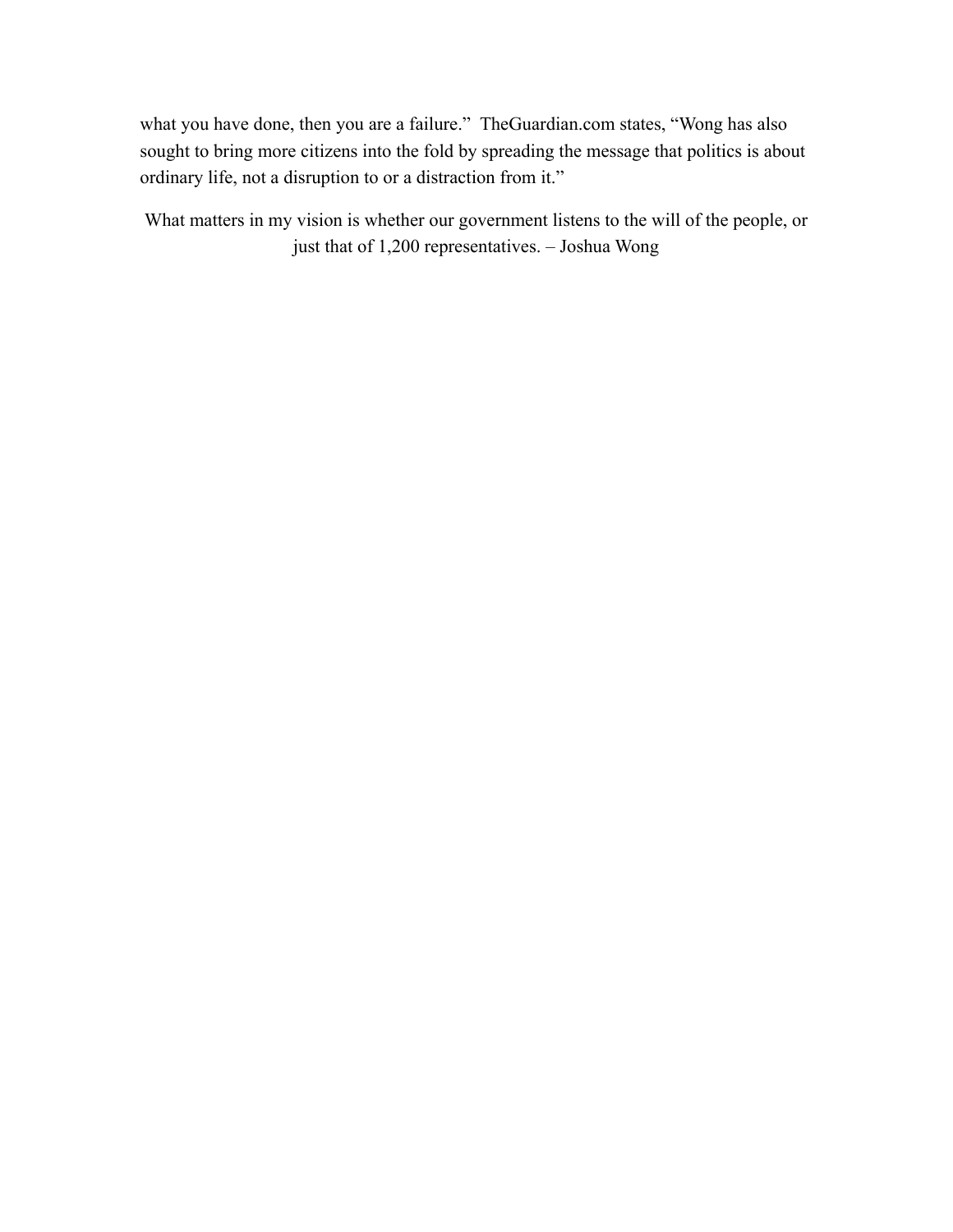what you have done, then you are a failure." TheGuardian.com states, "Wong has also sought to bring more citizens into the fold by spreading the message that politics is about ordinary life, not a disruption to or a distraction from it."

What matters in my vision is whether our government listens to the will of the people, or just that of 1,200 representatives. – Joshua Wong